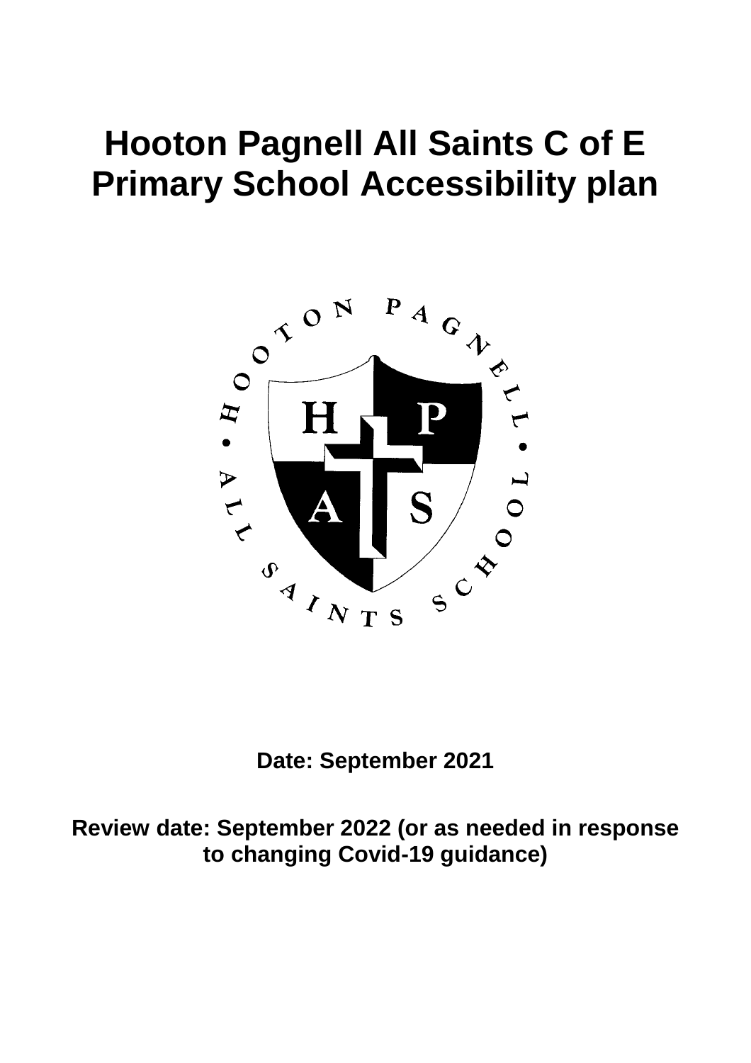# Hooton Pagnell All Saints C of E Primary School Accessibility plan

**Date: September 2021**

**Review date: September 2022 (or as needed in response to changing Covid-19 guidance)**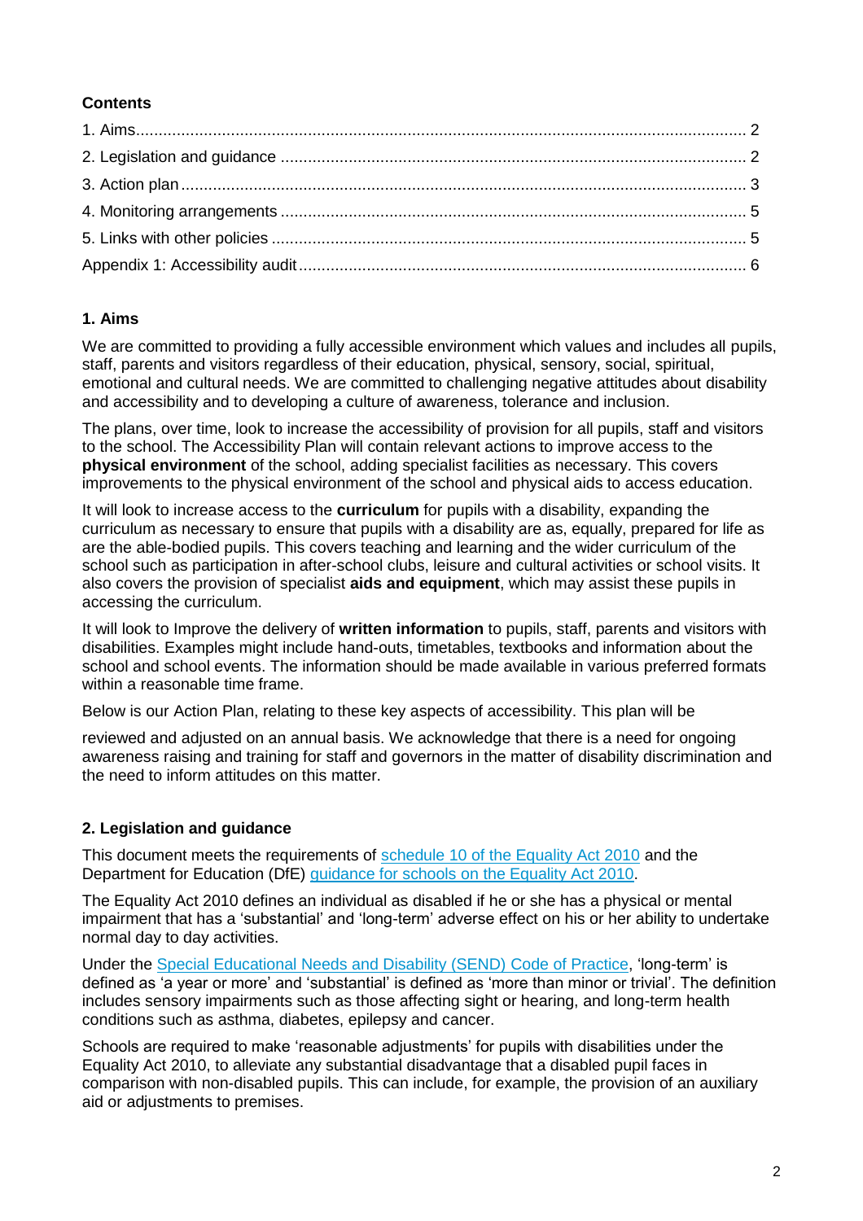**Contents**

1. Aims ....... 2
2. Legislation and guidance ....... 2
3. Action plan ....... 3
4. Monitoring arrangements ....... 5
5. Links with other policies ....... 5

Appendix 1: Accessibility audit ....... 6

## 1. Aims

We are committed to providing a fully accessible environment which values and includes all pupils, staff, parents and visitors regardless of their education, physical, sensory, social, spiritual, emotional and cultural needs. We are committed to challenging negative attitudes about disability and accessibility and to developing a culture of awareness, tolerance and inclusion.

The plans, over time, look to increase the accessibility of provision for all pupils, staff and visitors to the school. The Accessibility Plan will contain relevant actions to improve access to the **physical environment** of the school, adding specialist facilities as necessary. This covers improvements to the physical environment of the school and physical aids to access education.

It will look to increase access to the **curriculum** for pupils with a disability, expanding the curriculum as necessary to ensure that pupils with a disability are as, equally, prepared for life as are the able-bodied pupils. This covers teaching and learning and the wider curriculum of the school such as participation in after-school clubs, leisure and cultural activities or school visits. It also covers the provision of specialist **aids and equipment**, which may assist these pupils in accessing the curriculum.

It will look to Improve the delivery of **written information** to pupils, staff, parents and visitors with disabilities. Examples might include hand-outs, timetables, textbooks and information about the school and school events. The information should be made available in various preferred formats within a reasonable time frame.

Below is our Action Plan, relating to these key aspects of accessibility. This plan will be

reviewed and adjusted on an annual basis. We acknowledge that there is a need for ongoing awareness raising and training for staff and governors in the matter of disability discrimination and the need to inform attitudes on this matter.

## 2. Legislation and guidance

This document meets the requirements of [schedule 10 of the Equality Act 2010] and the Department for Education (DfE) [guidance for schools on the Equality Act 2010].

The Equality Act 2010 defines an individual as disabled if he or she has a physical or mental impairment that has a 'substantial' and 'long-term' adverse effect on his or her ability to undertake normal day to day activities.

Under the [Special Educational Needs and Disability (SEND) Code of Practice], 'long-term' is defined as 'a year or more' and 'substantial' is defined as 'more than minor or trivial'. The definition includes sensory impairments such as those affecting sight or hearing, and long-term health conditions such as asthma, diabetes, epilepsy and cancer.

Schools are required to make 'reasonable adjustments' for pupils with disabilities under the Equality Act 2010, to alleviate any substantial disadvantage that a disabled pupil faces in comparison with non-disabled pupils. This can include, for example, the provision of an auxiliary aid or adjustments to premises.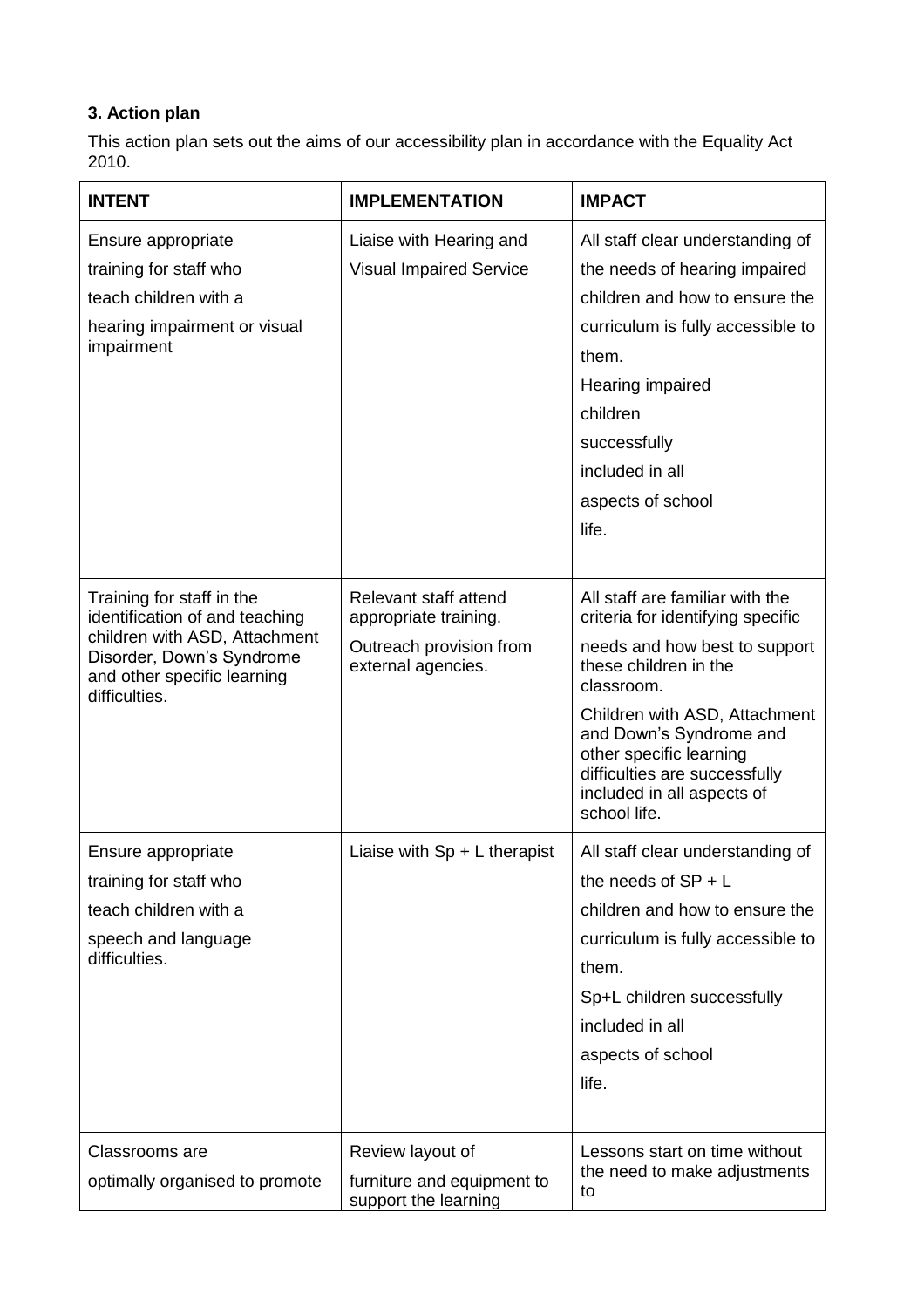### 3. Action plan

This action plan sets out the aims of our accessibility plan in accordance with the Equality Act 2010.

| INTENT | IMPLEMENTATION | IMPACT |
|---|---|---|
| Ensure appropriate training for staff who teach children with a hearing impairment or visual impairment | Liaise with Hearing and Visual Impaired Service | All staff clear understanding of the needs of hearing impaired children and how to ensure the curriculum is fully accessible to them. Hearing impaired children successfully included in all aspects of school life. |
| Training for staff in the identification of and teaching children with ASD, Attachment Disorder, Down's Syndrome and other specific learning difficulties. | Relevant staff attend appropriate training. Outreach provision from external agencies. | All staff are familiar with the criteria for identifying specific needs and how best to support these children in the classroom. Children with ASD, Attachment and Down's Syndrome and other specific learning difficulties are successfully included in all aspects of school life. |
| Ensure appropriate training for staff who teach children with a speech and language difficulties. | Liaise with Sp + L therapist | All staff clear understanding of the needs of SP + L children and how to ensure the curriculum is fully accessible to them. Sp+L children successfully included in all aspects of school life. |
| Classrooms are optimally organised to promote | Review layout of furniture and equipment to support the learning | Lessons start on time without the need to make adjustments to |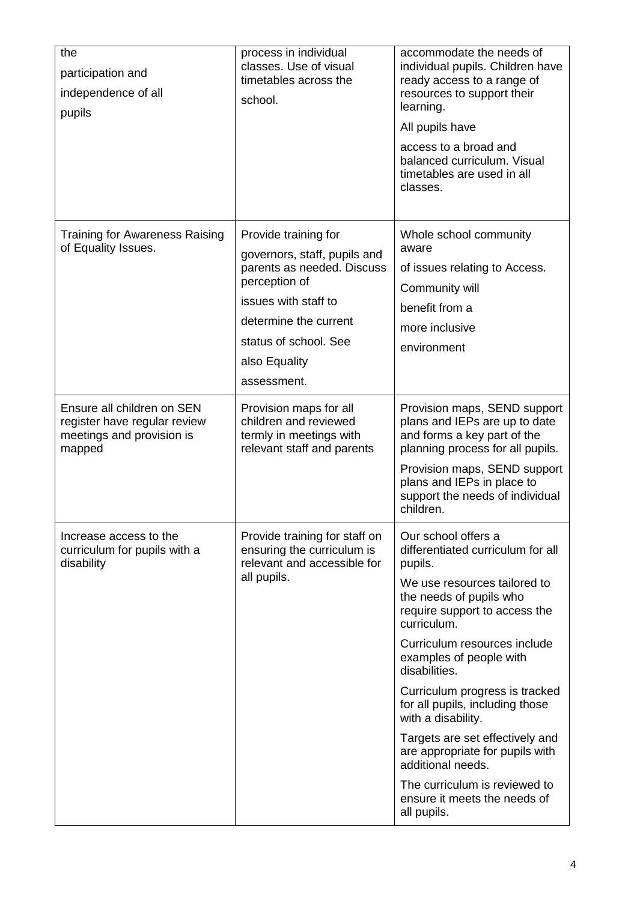| | | |
|---|---|---|
| the participation and independence of all pupils | process in individual classes. Use of visual timetables across the school. | accommodate the needs of individual pupils. Children have ready access to a range of resources to support their learning. All pupils have access to a broad and balanced curriculum. Visual timetables are used in all classes. |
| Training for Awareness Raising of Equality Issues. | Provide training for governors, staff, pupils and parents as needed. Discuss perception of issues with staff to determine the current status of school. See also Equality assessment. | Whole school community aware of issues relating to Access. Community will benefit from a more inclusive environment |
| Ensure all children on SEN register have regular review meetings and provision is mapped | Provision maps for all children and reviewed termly in meetings with relevant staff and parents | Provision maps, SEND support plans and IEPs are up to date and forms a key part of the planning process for all pupils. Provision maps, SEND support plans and IEPs in place to support the needs of individual children. |
| Increase access to the curriculum for pupils with a disability | Provide training for staff on ensuring the curriculum is relevant and accessible for all pupils. | Our school offers a differentiated curriculum for all pupils. We use resources tailored to the needs of pupils who require support to access the curriculum. Curriculum resources include examples of people with disabilities. Curriculum progress is tracked for all pupils, including those with a disability. Targets are set effectively and are appropriate for pupils with additional needs. The curriculum is reviewed to ensure it meets the needs of all pupils. |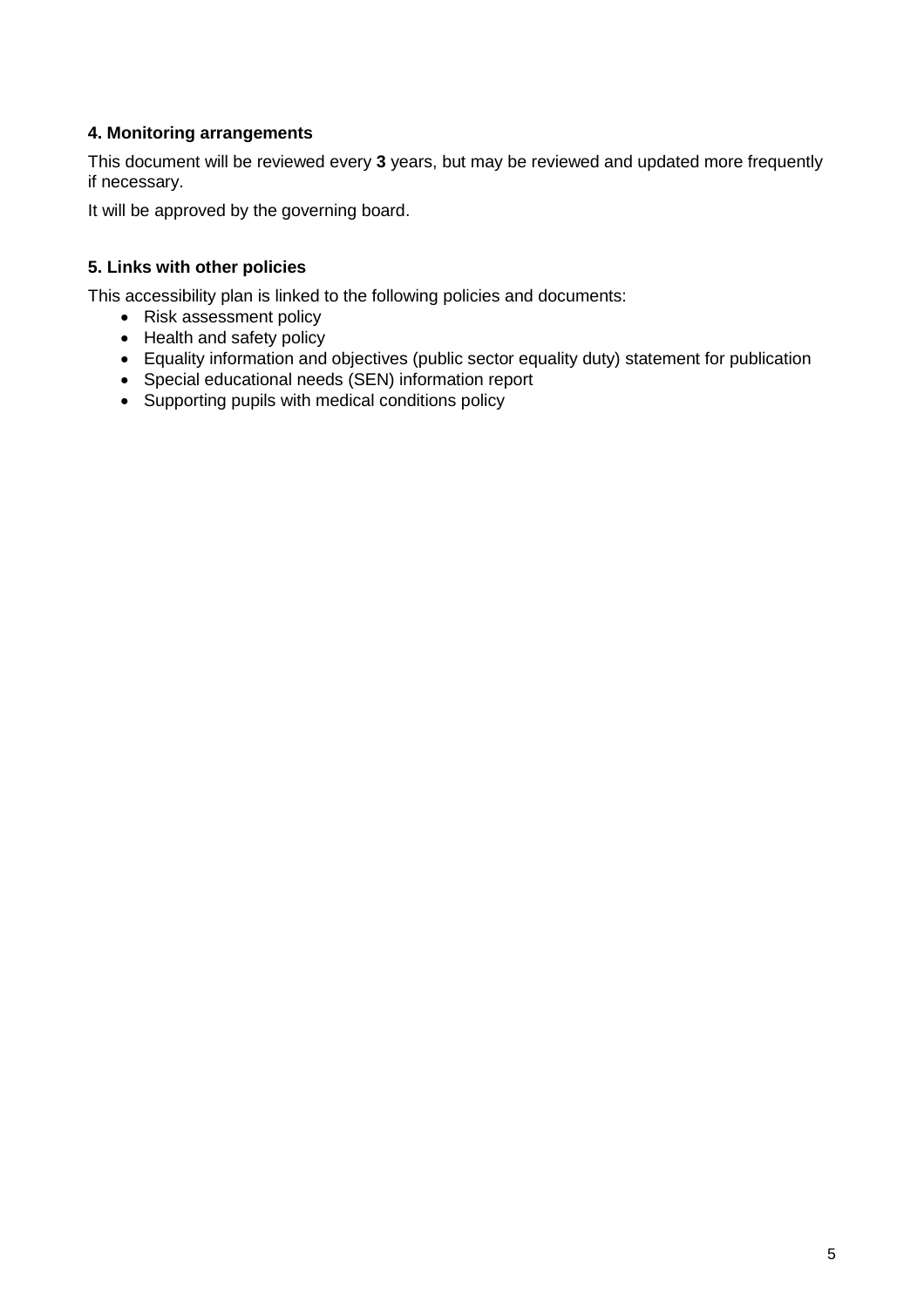### 4. Monitoring arrangements

This document will be reviewed every **3** years, but may be reviewed and updated more frequently if necessary.

It will be approved by the governing board.

### 5. Links with other policies

This accessibility plan is linked to the following policies and documents:

- Risk assessment policy
- Health and safety policy
- Equality information and objectives (public sector equality duty) statement for publication
- Special educational needs (SEN) information report
- Supporting pupils with medical conditions policy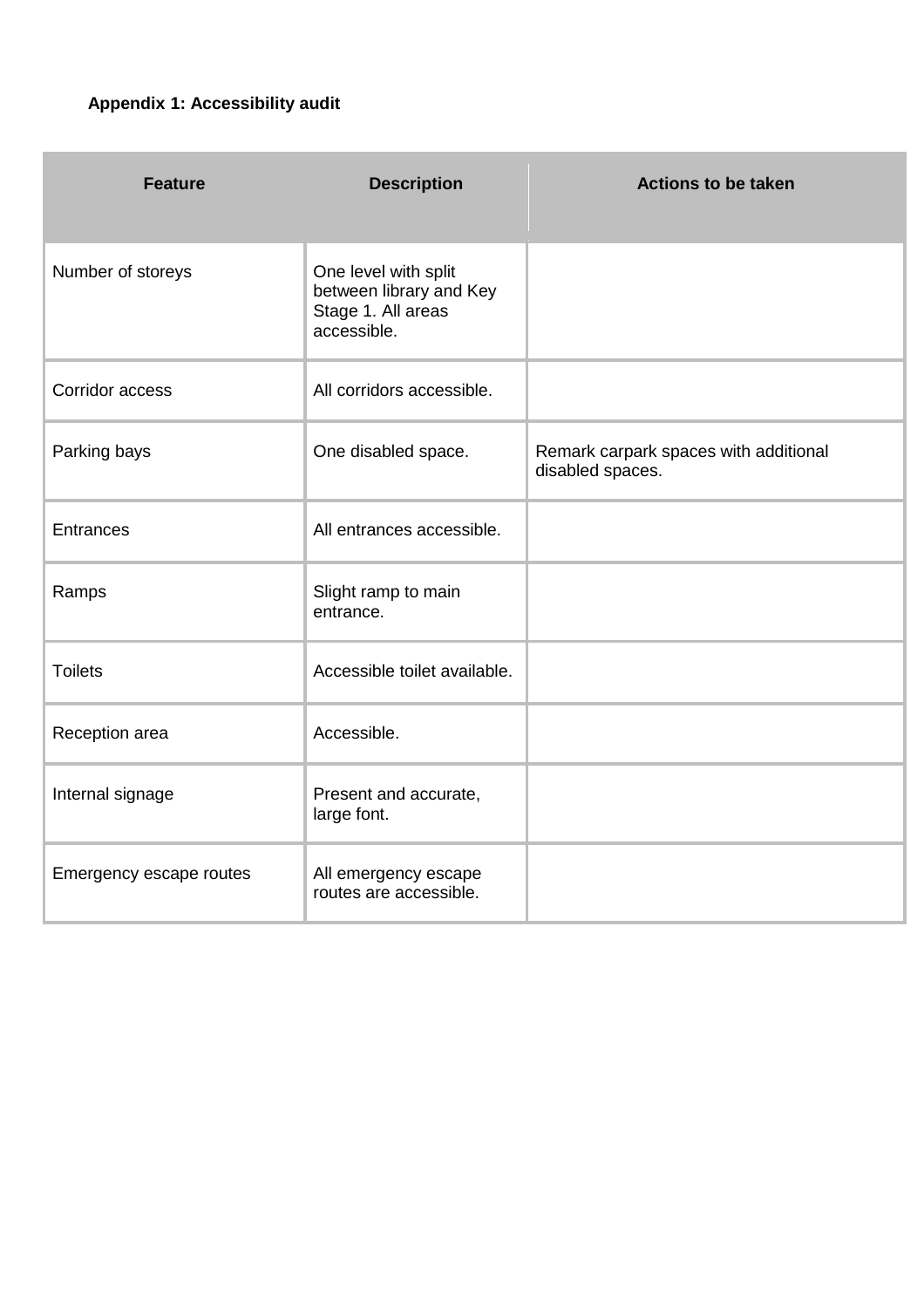**Appendix 1: Accessibility audit**

| Feature | Description | Actions to be taken |
|---|---|---|
| Number of storeys | One level with split between library and Key Stage 1. All areas accessible. | |
| Corridor access | All corridors accessible. | |
| Parking bays | One disabled space. | Remark carpark spaces with additional disabled spaces. |
| Entrances | All entrances accessible. | |
| Ramps | Slight ramp to main entrance. | |
| Toilets | Accessible toilet available. | |
| Reception area | Accessible. | |
| Internal signage | Present and accurate, large font. | |
| Emergency escape routes | All emergency escape routes are accessible. | |